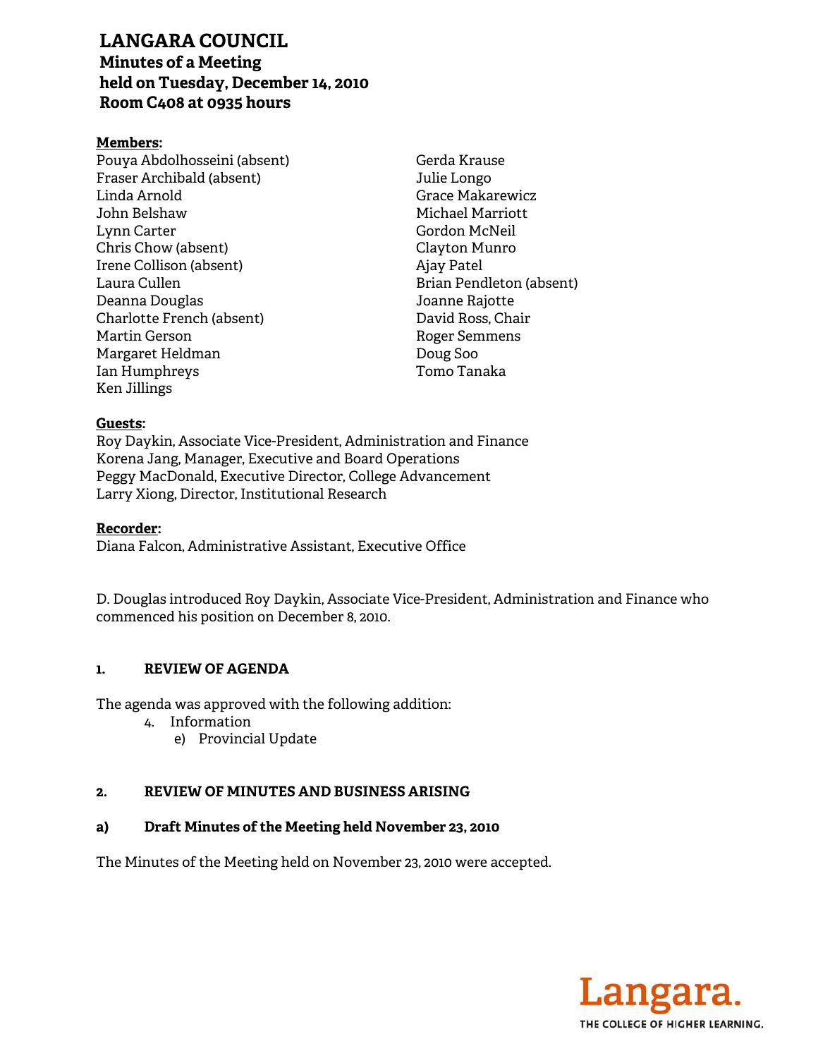# LANGARA COUNCIL

## Minutes of a Meeting held on Tuesday, December 14, 2010 Room C408 at 0935 hours

**Members:**

Pouya Abdolhosseini (absent)
Fraser Archibald (absent)
Linda Arnold
John Belshaw
Lynn Carter
Chris Chow (absent)
Irene Collison (absent)
Laura Cullen
Deanna Douglas
Charlotte French (absent)
Martin Gerson
Margaret Heldman
Ian Humphreys
Ken Jillings
Gerda Krause
Julie Longo
Grace Makarewicz
Michael Marriott
Gordon McNeil
Clayton Munro
Ajay Patel
Brian Pendleton (absent)
Joanne Rajotte
David Ross, Chair
Roger Semmens
Doug Soo
Tomo Tanaka

**Guests:**

Roy Daykin, Associate Vice-President, Administration and Finance
Korena Jang, Manager, Executive and Board Operations
Peggy MacDonald, Executive Director, College Advancement
Larry Xiong, Director, Institutional Research

**Recorder:**

Diana Falcon, Administrative Assistant, Executive Office

D. Douglas introduced Roy Daykin, Associate Vice-President, Administration and Finance who commenced his position on December 8, 2010.

### 1. REVIEW OF AGENDA

The agenda was approved with the following addition:

4. Information
   e) Provincial Update

### 2. REVIEW OF MINUTES AND BUSINESS ARISING

#### a) Draft Minutes of the Meeting held November 23, 2010

The Minutes of the Meeting held on November 23, 2010 were accepted.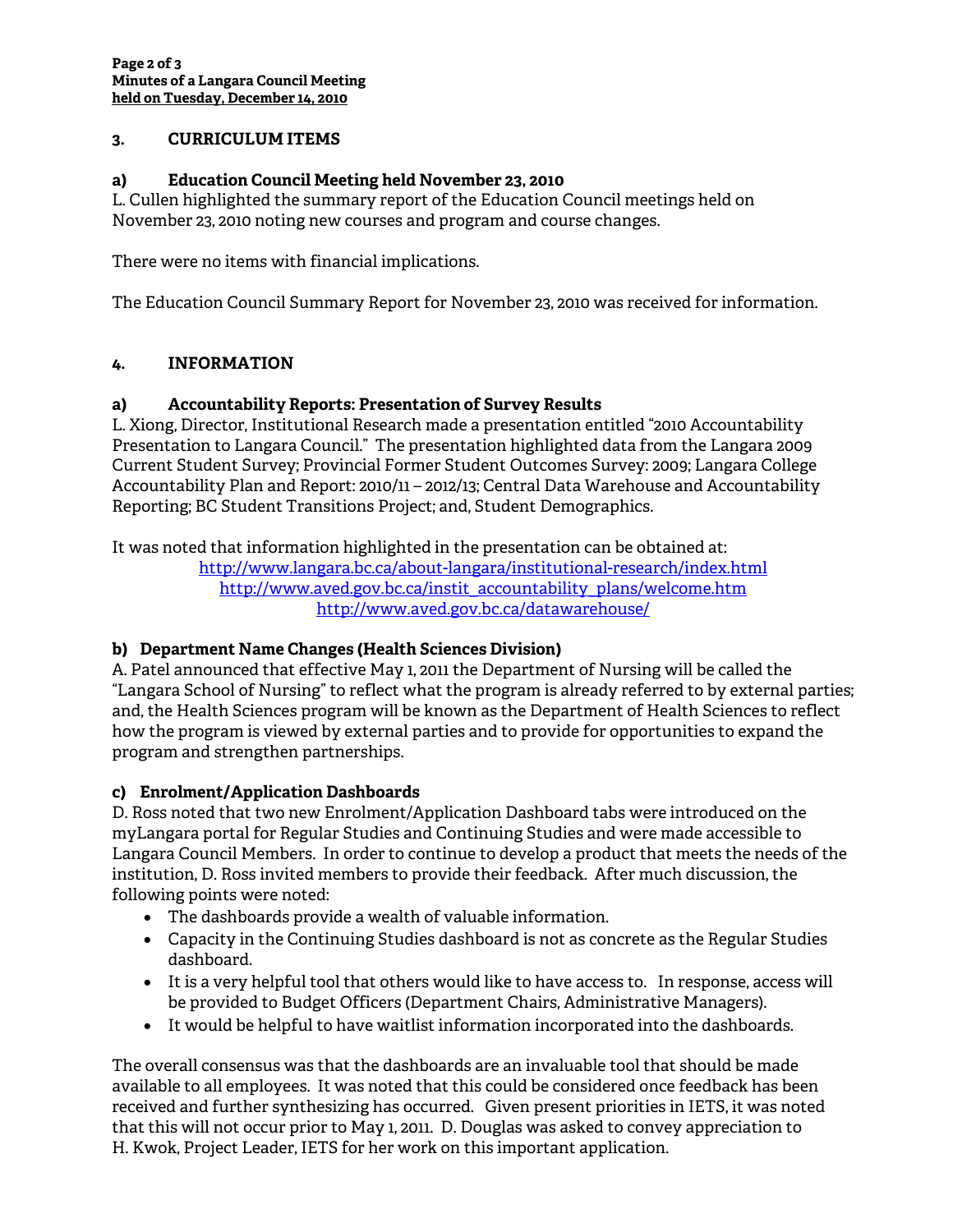## 3. CURRICULUM ITEMS

### a) Education Council Meeting held November 23, 2010

L. Cullen highlighted the summary report of the Education Council meetings held on November 23, 2010 noting new courses and program and course changes.

There were no items with financial implications.

The Education Council Summary Report for November 23, 2010 was received for information.

## 4. INFORMATION

### a) Accountability Reports: Presentation of Survey Results

L. Xiong, Director, Institutional Research made a presentation entitled "2010 Accountability Presentation to Langara Council." The presentation highlighted data from the Langara 2009 Current Student Survey; Provincial Former Student Outcomes Survey: 2009; Langara College Accountability Plan and Report: 2010/11 – 2012/13; Central Data Warehouse and Accountability Reporting; BC Student Transitions Project; and, Student Demographics.

It was noted that information highlighted in the presentation can be obtained at:

http://www.langara.bc.ca/about-langara/institutional-research/index.html
http://www.aved.gov.bc.ca/instit_accountability_plans/welcome.htm
http://www.aved.gov.bc.ca/datawarehouse/

### b) Department Name Changes (Health Sciences Division)

A. Patel announced that effective May 1, 2011 the Department of Nursing will be called the "Langara School of Nursing" to reflect what the program is already referred to by external parties; and, the Health Sciences program will be known as the Department of Health Sciences to reflect how the program is viewed by external parties and to provide for opportunities to expand the program and strengthen partnerships.

### c) Enrolment/Application Dashboards

D. Ross noted that two new Enrolment/Application Dashboard tabs were introduced on the myLangara portal for Regular Studies and Continuing Studies and were made accessible to Langara Council Members. In order to continue to develop a product that meets the needs of the institution, D. Ross invited members to provide their feedback. After much discussion, the following points were noted:

- The dashboards provide a wealth of valuable information.
- Capacity in the Continuing Studies dashboard is not as concrete as the Regular Studies dashboard.
- It is a very helpful tool that others would like to have access to. In response, access will be provided to Budget Officers (Department Chairs, Administrative Managers).
- It would be helpful to have waitlist information incorporated into the dashboards.

The overall consensus was that the dashboards are an invaluable tool that should be made available to all employees. It was noted that this could be considered once feedback has been received and further synthesizing has occurred. Given present priorities in IETS, it was noted that this will not occur prior to May 1, 2011. D. Douglas was asked to convey appreciation to H. Kwok, Project Leader, IETS for her work on this important application.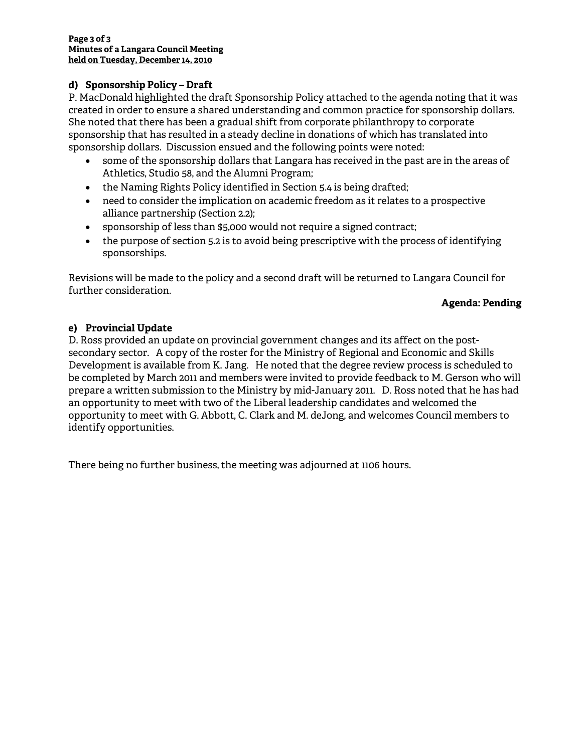**d) Sponsorship Policy – Draft**

P. MacDonald highlighted the draft Sponsorship Policy attached to the agenda noting that it was created in order to ensure a shared understanding and common practice for sponsorship dollars. She noted that there has been a gradual shift from corporate philanthropy to corporate sponsorship that has resulted in a steady decline in donations of which has translated into sponsorship dollars. Discussion ensued and the following points were noted:

- some of the sponsorship dollars that Langara has received in the past are in the areas of Athletics, Studio 58, and the Alumni Program;
- the Naming Rights Policy identified in Section 5.4 is being drafted;
- need to consider the implication on academic freedom as it relates to a prospective alliance partnership (Section 2.2);
- sponsorship of less than $5,000 would not require a signed contract;
- the purpose of section 5.2 is to avoid being prescriptive with the process of identifying sponsorships.

Revisions will be made to the policy and a second draft will be returned to Langara Council for further consideration.

**Agenda: Pending**

**e) Provincial Update**

D. Ross provided an update on provincial government changes and its affect on the post-secondary sector. A copy of the roster for the Ministry of Regional and Economic and Skills Development is available from K. Jang. He noted that the degree review process is scheduled to be completed by March 2011 and members were invited to provide feedback to M. Gerson who will prepare a written submission to the Ministry by mid-January 2011. D. Ross noted that he has had an opportunity to meet with two of the Liberal leadership candidates and welcomed the opportunity to meet with G. Abbott, C. Clark and M. deJong, and welcomes Council members to identify opportunities.

There being no further business, the meeting was adjourned at 1106 hours.